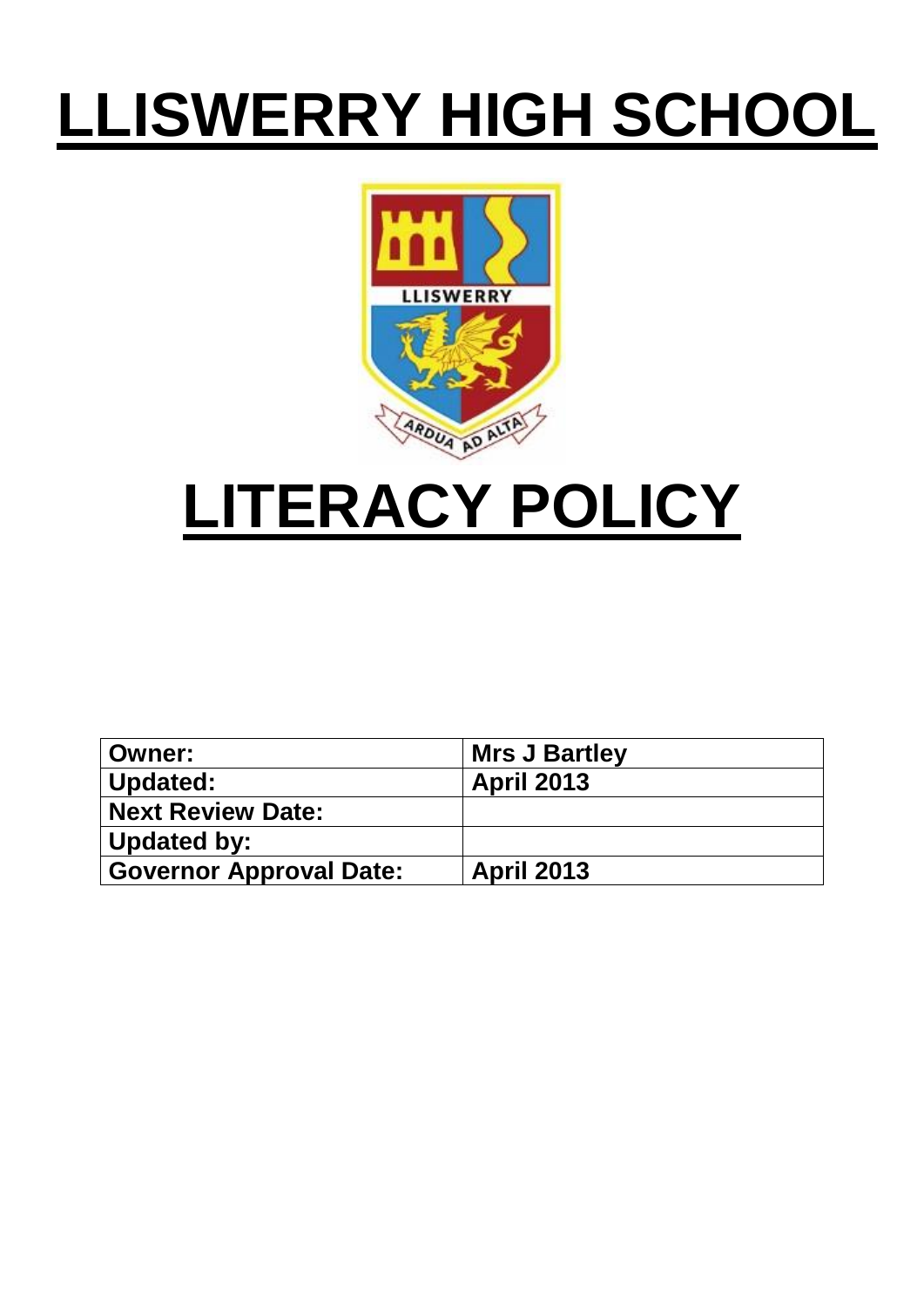# LLISWERRY HIGH SCHOOL

# LITERACY POLICY

| Owner: | Mrs J Bartley |
|---|---|
| Updated: | April 2013 |
| Next Review Date: | |
| Updated by: | |
| Governor Approval Date: | April 2013 |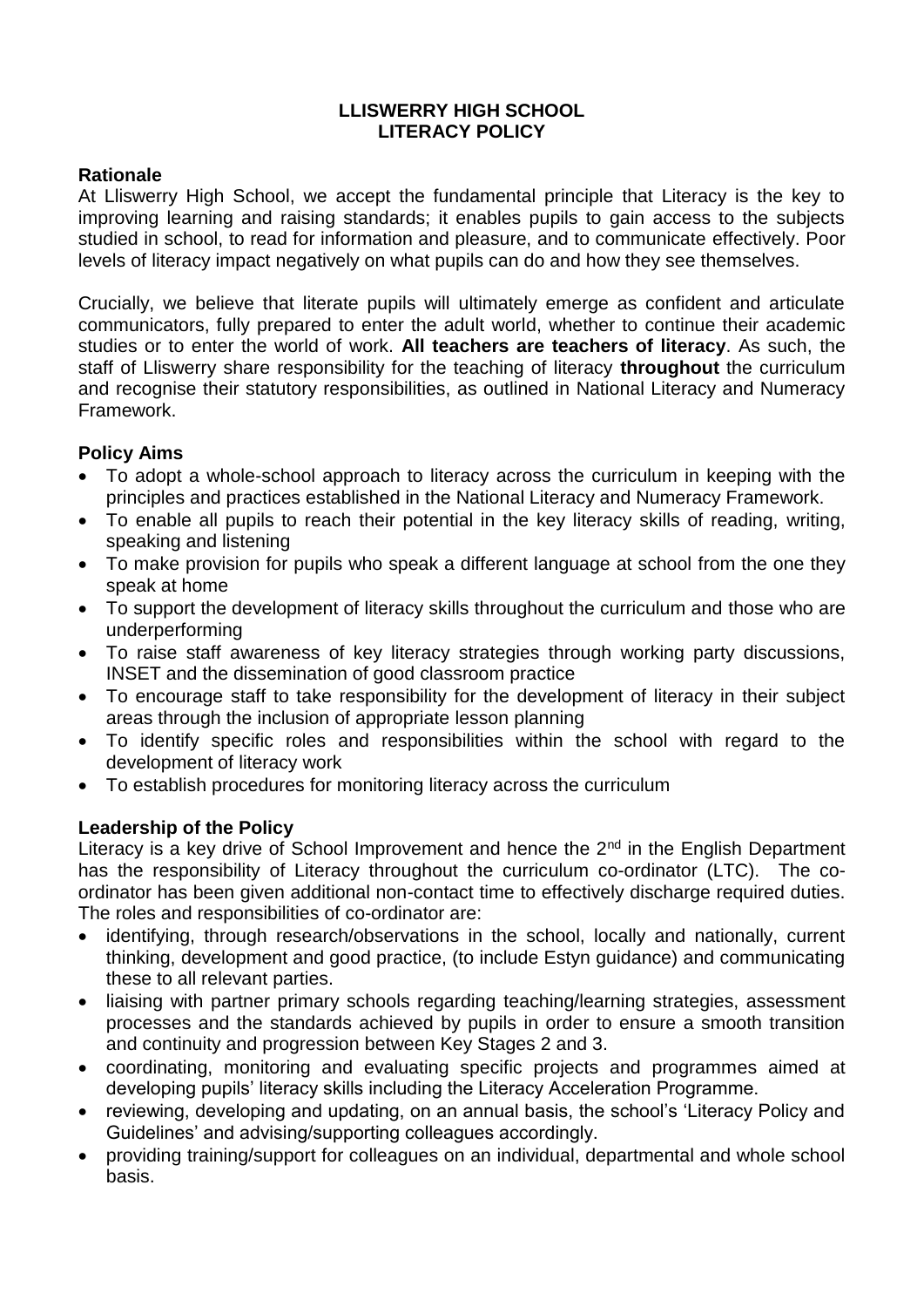# LLISWERRY HIGH SCHOOL
# LITERACY POLICY

## Rationale

At Lliswerry High School, we accept the fundamental principle that Literacy is the key to improving learning and raising standards; it enables pupils to gain access to the subjects studied in school, to read for information and pleasure, and to communicate effectively. Poor levels of literacy impact negatively on what pupils can do and how they see themselves.

Crucially, we believe that literate pupils will ultimately emerge as confident and articulate communicators, fully prepared to enter the adult world, whether to continue their academic studies or to enter the world of work. **All teachers are teachers of literacy**. As such, the staff of Lliswerry share responsibility for the teaching of literacy **throughout** the curriculum and recognise their statutory responsibilities, as outlined in National Literacy and Numeracy Framework.

## Policy Aims

- To adopt a whole-school approach to literacy across the curriculum in keeping with the principles and practices established in the National Literacy and Numeracy Framework.
- To enable all pupils to reach their potential in the key literacy skills of reading, writing, speaking and listening
- To make provision for pupils who speak a different language at school from the one they speak at home
- To support the development of literacy skills throughout the curriculum and those who are underperforming
- To raise staff awareness of key literacy strategies through working party discussions, INSET and the dissemination of good classroom practice
- To encourage staff to take responsibility for the development of literacy in their subject areas through the inclusion of appropriate lesson planning
- To identify specific roles and responsibilities within the school with regard to the development of literacy work
- To establish procedures for monitoring literacy across the curriculum

## Leadership of the Policy

Literacy is a key drive of School Improvement and hence the 2nd in the English Department has the responsibility of Literacy throughout the curriculum co-ordinator (LTC). The co-ordinator has been given additional non-contact time to effectively discharge required duties. The roles and responsibilities of co-ordinator are:

- identifying, through research/observations in the school, locally and nationally, current thinking, development and good practice, (to include Estyn guidance) and communicating these to all relevant parties.
- liaising with partner primary schools regarding teaching/learning strategies, assessment processes and the standards achieved by pupils in order to ensure a smooth transition and continuity and progression between Key Stages 2 and 3.
- coordinating, monitoring and evaluating specific projects and programmes aimed at developing pupils' literacy skills including the Literacy Acceleration Programme.
- reviewing, developing and updating, on an annual basis, the school's 'Literacy Policy and Guidelines' and advising/supporting colleagues accordingly.
- providing training/support for colleagues on an individual, departmental and whole school basis.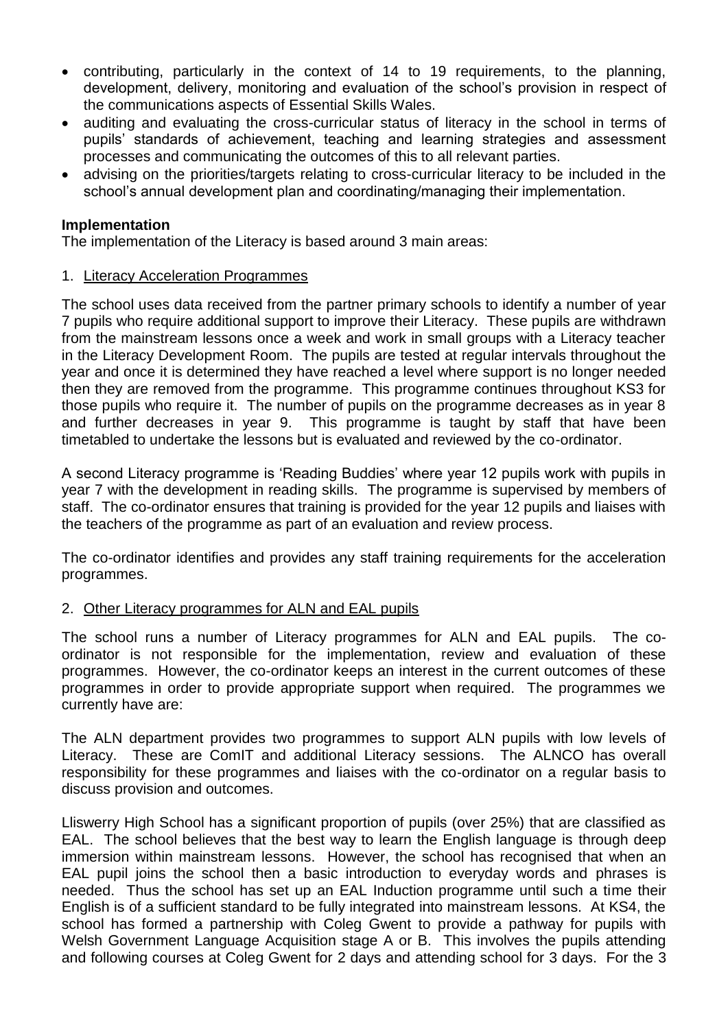- contributing, particularly in the context of 14 to 19 requirements, to the planning, development, delivery, monitoring and evaluation of the school's provision in respect of the communications aspects of Essential Skills Wales.
- auditing and evaluating the cross-curricular status of literacy in the school in terms of pupils' standards of achievement, teaching and learning strategies and assessment processes and communicating the outcomes of this to all relevant parties.
- advising on the priorities/targets relating to cross-curricular literacy to be included in the school's annual development plan and coordinating/managing their implementation.

**Implementation**

The implementation of the Literacy is based around 3 main areas:

1. Literacy Acceleration Programmes

The school uses data received from the partner primary schools to identify a number of year 7 pupils who require additional support to improve their Literacy. These pupils are withdrawn from the mainstream lessons once a week and work in small groups with a Literacy teacher in the Literacy Development Room. The pupils are tested at regular intervals throughout the year and once it is determined they have reached a level where support is no longer needed then they are removed from the programme. This programme continues throughout KS3 for those pupils who require it. The number of pupils on the programme decreases as in year 8 and further decreases in year 9. This programme is taught by staff that have been timetabled to undertake the lessons but is evaluated and reviewed by the co-ordinator.

A second Literacy programme is 'Reading Buddies' where year 12 pupils work with pupils in year 7 with the development in reading skills. The programme is supervised by members of staff. The co-ordinator ensures that training is provided for the year 12 pupils and liaises with the teachers of the programme as part of an evaluation and review process.

The co-ordinator identifies and provides any staff training requirements for the acceleration programmes.

2. Other Literacy programmes for ALN and EAL pupils

The school runs a number of Literacy programmes for ALN and EAL pupils. The co-ordinator is not responsible for the implementation, review and evaluation of these programmes. However, the co-ordinator keeps an interest in the current outcomes of these programmes in order to provide appropriate support when required. The programmes we currently have are:

The ALN department provides two programmes to support ALN pupils with low levels of Literacy. These are ComIT and additional Literacy sessions. The ALNCO has overall responsibility for these programmes and liaises with the co-ordinator on a regular basis to discuss provision and outcomes.

Lliswerry High School has a significant proportion of pupils (over 25%) that are classified as EAL. The school believes that the best way to learn the English language is through deep immersion within mainstream lessons. However, the school has recognised that when an EAL pupil joins the school then a basic introduction to everyday words and phrases is needed. Thus the school has set up an EAL Induction programme until such a time their English is of a sufficient standard to be fully integrated into mainstream lessons. At KS4, the school has formed a partnership with Coleg Gwent to provide a pathway for pupils with Welsh Government Language Acquisition stage A or B. This involves the pupils attending and following courses at Coleg Gwent for 2 days and attending school for 3 days. For the 3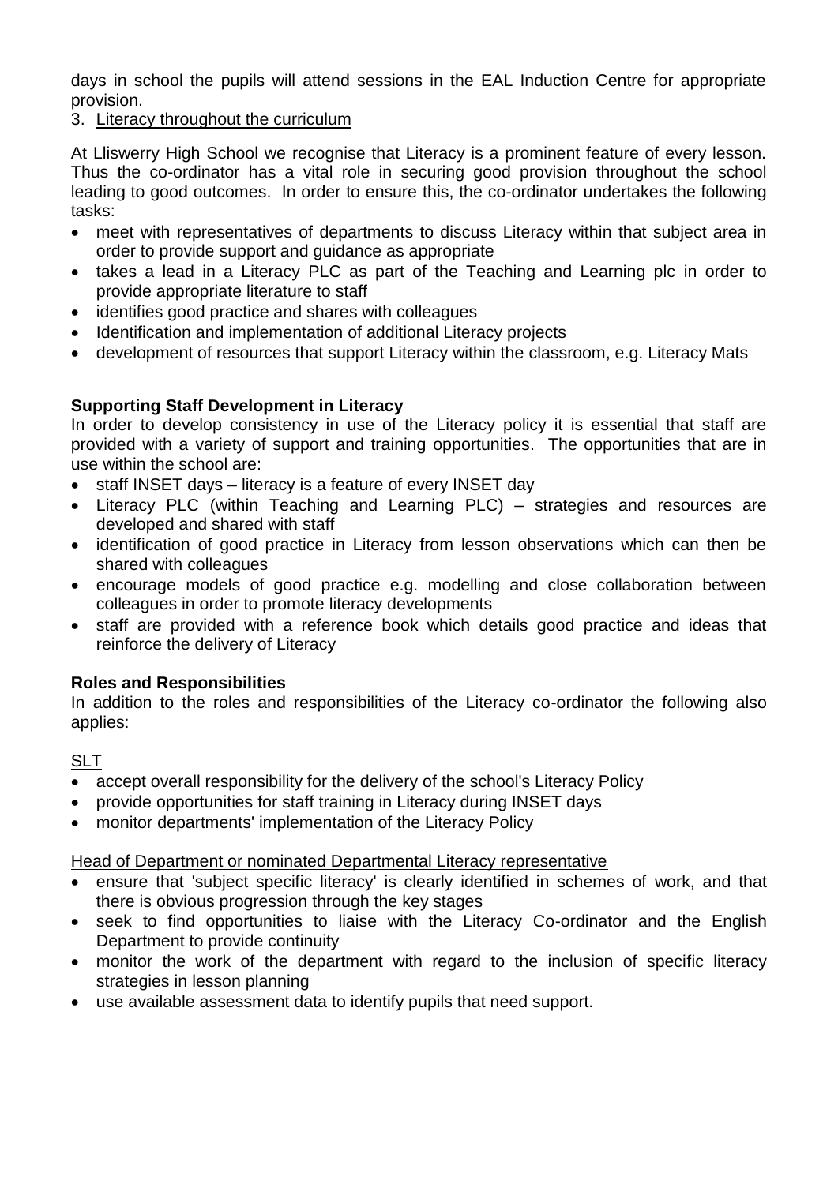days in school the pupils will attend sessions in the EAL Induction Centre for appropriate provision.

3. Literacy throughout the curriculum

At Lliswerry High School we recognise that Literacy is a prominent feature of every lesson. Thus the co-ordinator has a vital role in securing good provision throughout the school leading to good outcomes. In order to ensure this, the co-ordinator undertakes the following tasks:

- meet with representatives of departments to discuss Literacy within that subject area in order to provide support and guidance as appropriate
- takes a lead in a Literacy PLC as part of the Teaching and Learning plc in order to provide appropriate literature to staff
- identifies good practice and shares with colleagues
- Identification and implementation of additional Literacy projects
- development of resources that support Literacy within the classroom, e.g. Literacy Mats

**Supporting Staff Development in Literacy**

In order to develop consistency in use of the Literacy policy it is essential that staff are provided with a variety of support and training opportunities. The opportunities that are in use within the school are:

- staff INSET days – literacy is a feature of every INSET day
- Literacy PLC (within Teaching and Learning PLC) – strategies and resources are developed and shared with staff
- identification of good practice in Literacy from lesson observations which can then be shared with colleagues
- encourage models of good practice e.g. modelling and close collaboration between colleagues in order to promote literacy developments
- staff are provided with a reference book which details good practice and ideas that reinforce the delivery of Literacy

**Roles and Responsibilities**

In addition to the roles and responsibilities of the Literacy co-ordinator the following also applies:

SLT

- accept overall responsibility for the delivery of the school's Literacy Policy
- provide opportunities for staff training in Literacy during INSET days
- monitor departments' implementation of the Literacy Policy

Head of Department or nominated Departmental Literacy representative

- ensure that 'subject specific literacy' is clearly identified in schemes of work, and that there is obvious progression through the key stages
- seek to find opportunities to liaise with the Literacy Co-ordinator and the English Department to provide continuity
- monitor the work of the department with regard to the inclusion of specific literacy strategies in lesson planning
- use available assessment data to identify pupils that need support.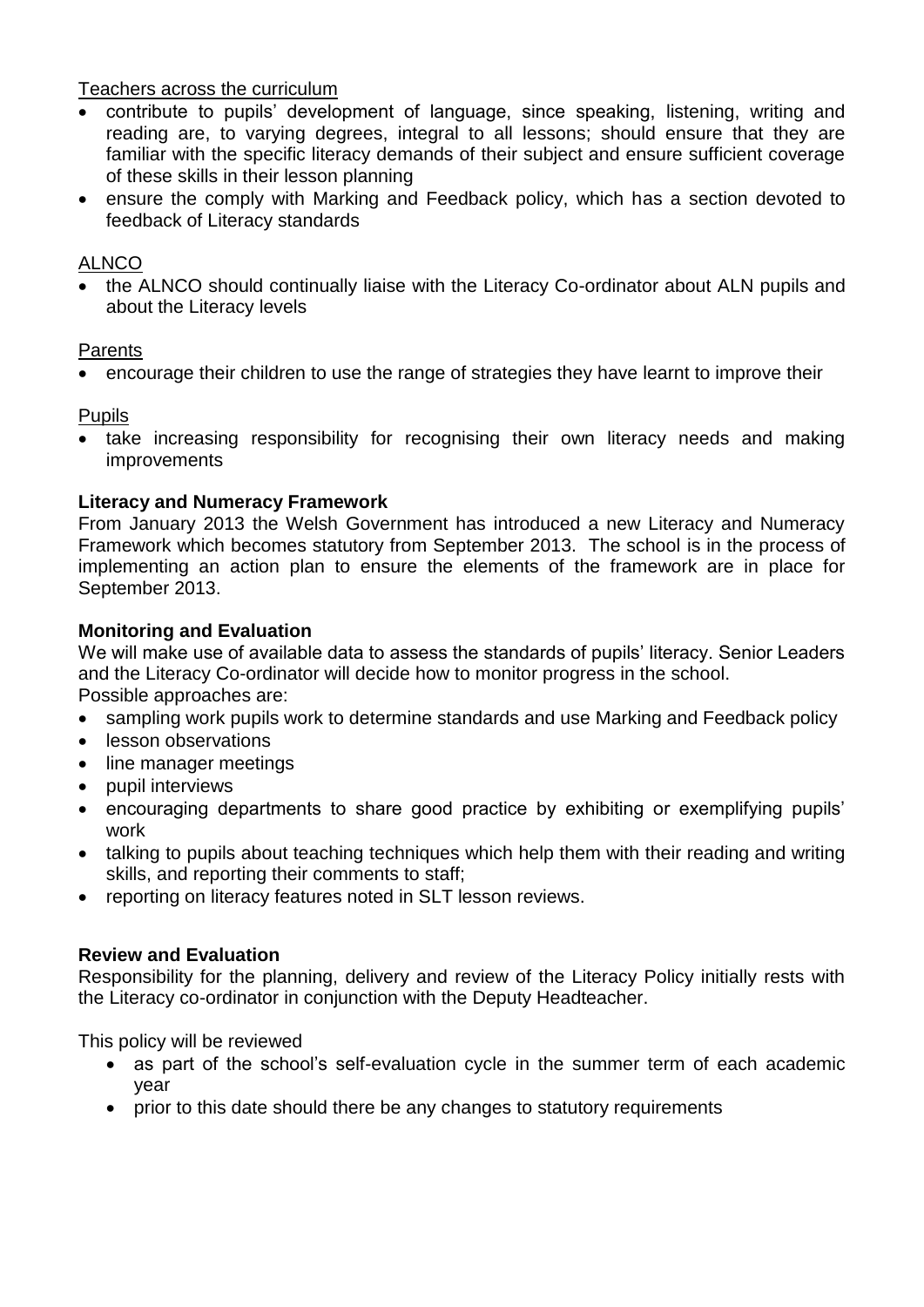Teachers across the curriculum

- contribute to pupils' development of language, since speaking, listening, writing and reading are, to varying degrees, integral to all lessons; should ensure that they are familiar with the specific literacy demands of their subject and ensure sufficient coverage of these skills in their lesson planning
- ensure the comply with Marking and Feedback policy, which has a section devoted to feedback of Literacy standards

ALNCO

- the ALNCO should continually liaise with the Literacy Co-ordinator about ALN pupils and about the Literacy levels

Parents

- encourage their children to use the range of strategies they have learnt to improve their

Pupils

- take increasing responsibility for recognising their own literacy needs and making improvements

**Literacy and Numeracy Framework**

From January 2013 the Welsh Government has introduced a new Literacy and Numeracy Framework which becomes statutory from September 2013. The school is in the process of implementing an action plan to ensure the elements of the framework are in place for September 2013.

**Monitoring and Evaluation**

We will make use of available data to assess the standards of pupils' literacy. Senior Leaders and the Literacy Co-ordinator will decide how to monitor progress in the school.
Possible approaches are:

- sampling work pupils work to determine standards and use Marking and Feedback policy
- lesson observations
- line manager meetings
- pupil interviews
- encouraging departments to share good practice by exhibiting or exemplifying pupils' work
- talking to pupils about teaching techniques which help them with their reading and writing skills, and reporting their comments to staff;
- reporting on literacy features noted in SLT lesson reviews.

**Review and Evaluation**

Responsibility for the planning, delivery and review of the Literacy Policy initially rests with the Literacy co-ordinator in conjunction with the Deputy Headteacher.

This policy will be reviewed

- as part of the school's self-evaluation cycle in the summer term of each academic year
- prior to this date should there be any changes to statutory requirements